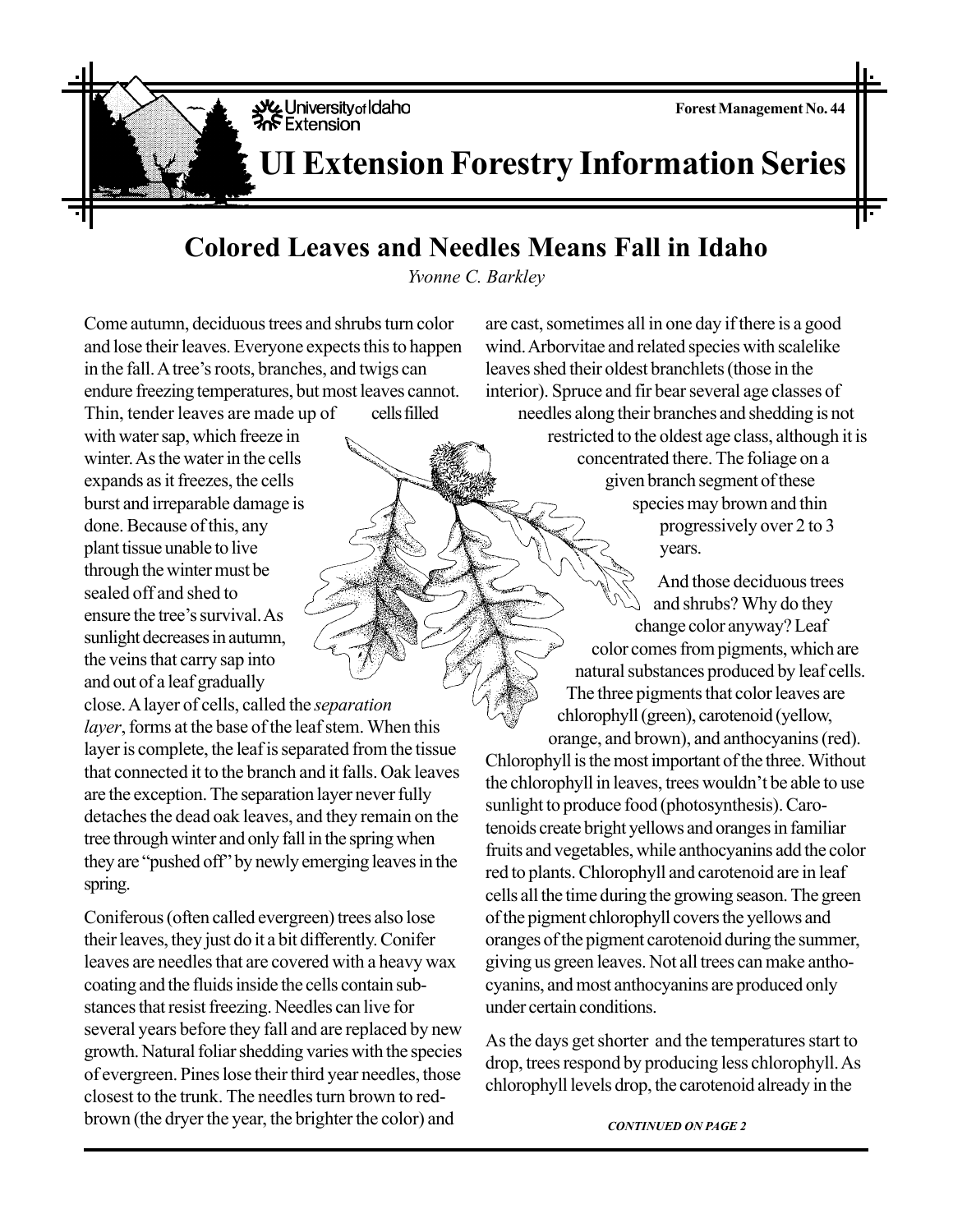University of Idaho Extension

Forest Management No. 44

# UI Extension Forestry Information Series

## Colored Leaves and Needles Means Fall in Idaho

*Yvonne C. Barkley*

Come autumn, deciduous trees and shrubs turn color and lose their leaves. Everyone expects this to happen in the fall. A tree's roots, branches, and twigs can endure freezing temperatures, but most leaves cannot. Thin, tender leaves are made up of cells filled with water sap, which freeze in winter. As the water in the cells expands as it freezes, the cells burst and irreparable damage is done. Because of this, any plant tissue unable to live through the winter must be sealed off and shed to ensure the tree's survival. As sunlight decreases in autumn, the veins that carry sap into and out of a leaf gradually close. A layer of cells, called the *separation layer*, forms at the base of the leaf stem. When this layer is complete, the leaf is separated from the tissue that connected it to the branch and it falls. Oak leaves are the exception. The separation layer never fully detaches the dead oak leaves, and they remain on the tree through winter and only fall in the spring when they are "pushed off" by newly emerging leaves in the spring.

Coniferous (often called evergreen) trees also lose their leaves, they just do it a bit differently. Conifer leaves are needles that are covered with a heavy wax coating and the fluids inside the cells contain substances that resist freezing. Needles can live for several years before they fall and are replaced by new growth. Natural foliar shedding varies with the species of evergreen. Pines lose their third year needles, those closest to the trunk. The needles turn brown to red-brown (the dryer the year, the brighter the color) and are cast, sometimes all in one day if there is a good wind. Arborvitae and related species with scalelike leaves shed their oldest branchlets (those in the interior). Spruce and fir bear several age classes of needles along their branches and shedding is not restricted to the oldest age class, although it is concentrated there. The foliage on a given branch segment of these species may brown and thin progressively over 2 to 3 years.

And those deciduous trees and shrubs? Why do they change color anyway? Leaf color comes from pigments, which are natural substances produced by leaf cells. The three pigments that color leaves are chlorophyll (green), carotenoid (yellow, orange, and brown), and anthocyanins (red). Chlorophyll is the most important of the three. Without the chlorophyll in leaves, trees wouldn't be able to use sunlight to produce food (photosynthesis). Carotenoids create bright yellows and oranges in familiar fruits and vegetables, while anthocyanins add the color red to plants. Chlorophyll and carotenoid are in leaf cells all the time during the growing season. The green of the pigment chlorophyll covers the yellows and oranges of the pigment carotenoid during the summer, giving us green leaves. Not all trees can make anthocyanins, and most anthocyanins are produced only under certain conditions.

As the days get shorter and the temperatures start to drop, trees respond by producing less chlorophyll. As chlorophyll levels drop, the carotenoid already in the

***CONTINUED ON PAGE 2***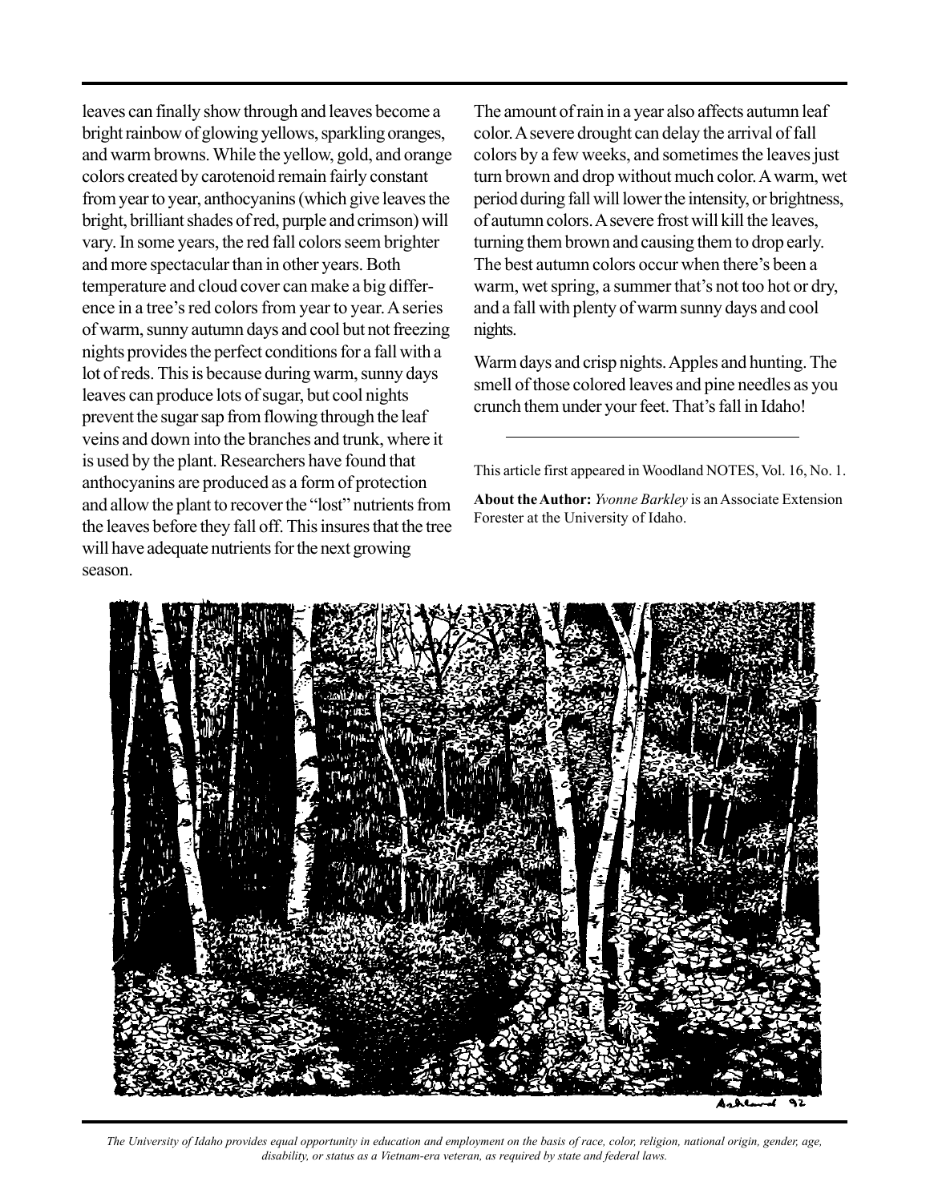leaves can finally show through and leaves become a bright rainbow of glowing yellows, sparkling oranges, and warm browns. While the yellow, gold, and orange colors created by carotenoid remain fairly constant from year to year, anthocyanins (which give leaves the bright, brilliant shades of red, purple and crimson) will vary. In some years, the red fall colors seem brighter and more spectacular than in other years. Both temperature and cloud cover can make a big difference in a tree's red colors from year to year. A series of warm, sunny autumn days and cool but not freezing nights provides the perfect conditions for a fall with a lot of reds. This is because during warm, sunny days leaves can produce lots of sugar, but cool nights prevent the sugar sap from flowing through the leaf veins and down into the branches and trunk, where it is used by the plant. Researchers have found that anthocyanins are produced as a form of protection and allow the plant to recover the "lost" nutrients from the leaves before they fall off. This insures that the tree will have adequate nutrients for the next growing season.

The amount of rain in a year also affects autumn leaf color. A severe drought can delay the arrival of fall colors by a few weeks, and sometimes the leaves just turn brown and drop without much color. A warm, wet period during fall will lower the intensity, or brightness, of autumn colors. A severe frost will kill the leaves, turning them brown and causing them to drop early. The best autumn colors occur when there's been a warm, wet spring, a summer that's not too hot or dry, and a fall with plenty of warm sunny days and cool nights.

Warm days and crisp nights. Apples and hunting. The smell of those colored leaves and pine needles as you crunch them under your feet. That's fall in Idaho!

---

This article first appeared in Woodland NOTES, Vol. 16, No. 1.

**About the Author:** *Yvonne Barkley* is an Associate Extension Forester at the University of Idaho.

*The University of Idaho provides equal opportunity in education and employment on the basis of race, color, religion, national origin, gender, age, disability, or status as a Vietnam-era veteran, as required by state and federal laws.*